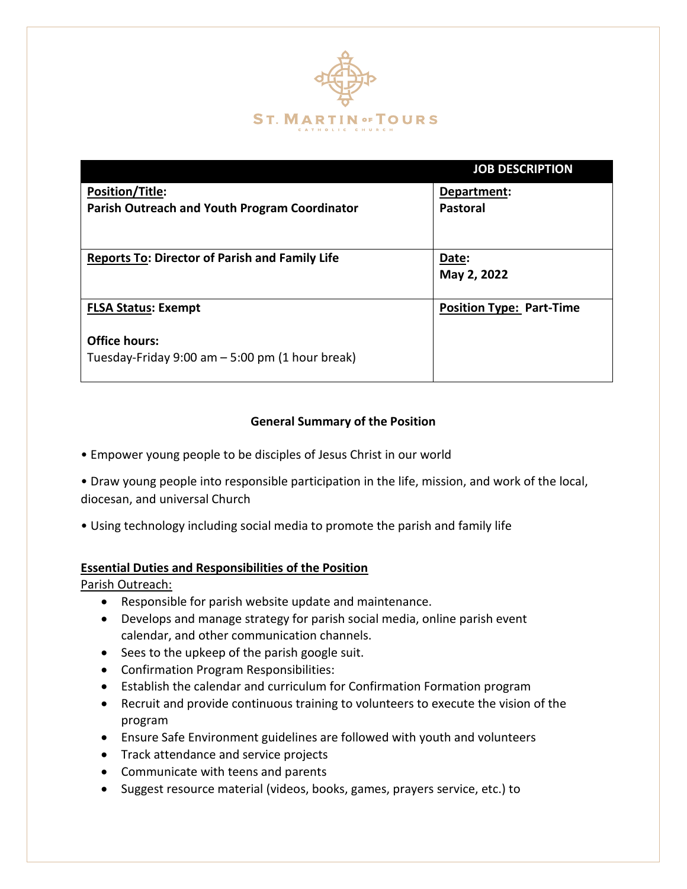ST. MARTIN OF TOURS
CATHOLIC CHURCH

| | JOB DESCRIPTION |
|---|---|
| **Position/Title:** **Parish Outreach and Youth Program Coordinator** | **Department:** **Pastoral** |
| **Reports To: Director of Parish and Family Life** | **Date:** **May 2, 2022** |
| **FLSA Status: Exempt** <br><br> **Office hours:** <br> Tuesday-Friday 9:00 am – 5:00 pm (1 hour break) | **Position Type: Part-Time** |

### General Summary of the Position

• Empower young people to be disciples of Jesus Christ in our world

• Draw young people into responsible participation in the life, mission, and work of the local, diocesan, and universal Church

• Using technology including social media to promote the parish and family life

**Essential Duties and Responsibilities of the Position**

Parish Outreach:

- Responsible for parish website update and maintenance.
- Develops and manage strategy for parish social media, online parish event calendar, and other communication channels.
- Sees to the upkeep of the parish google suit.
- Confirmation Program Responsibilities:
- Establish the calendar and curriculum for Confirmation Formation program
- Recruit and provide continuous training to volunteers to execute the vision of the program
- Ensure Safe Environment guidelines are followed with youth and volunteers
- Track attendance and service projects
- Communicate with teens and parents
- Suggest resource material (videos, books, games, prayers service, etc.) to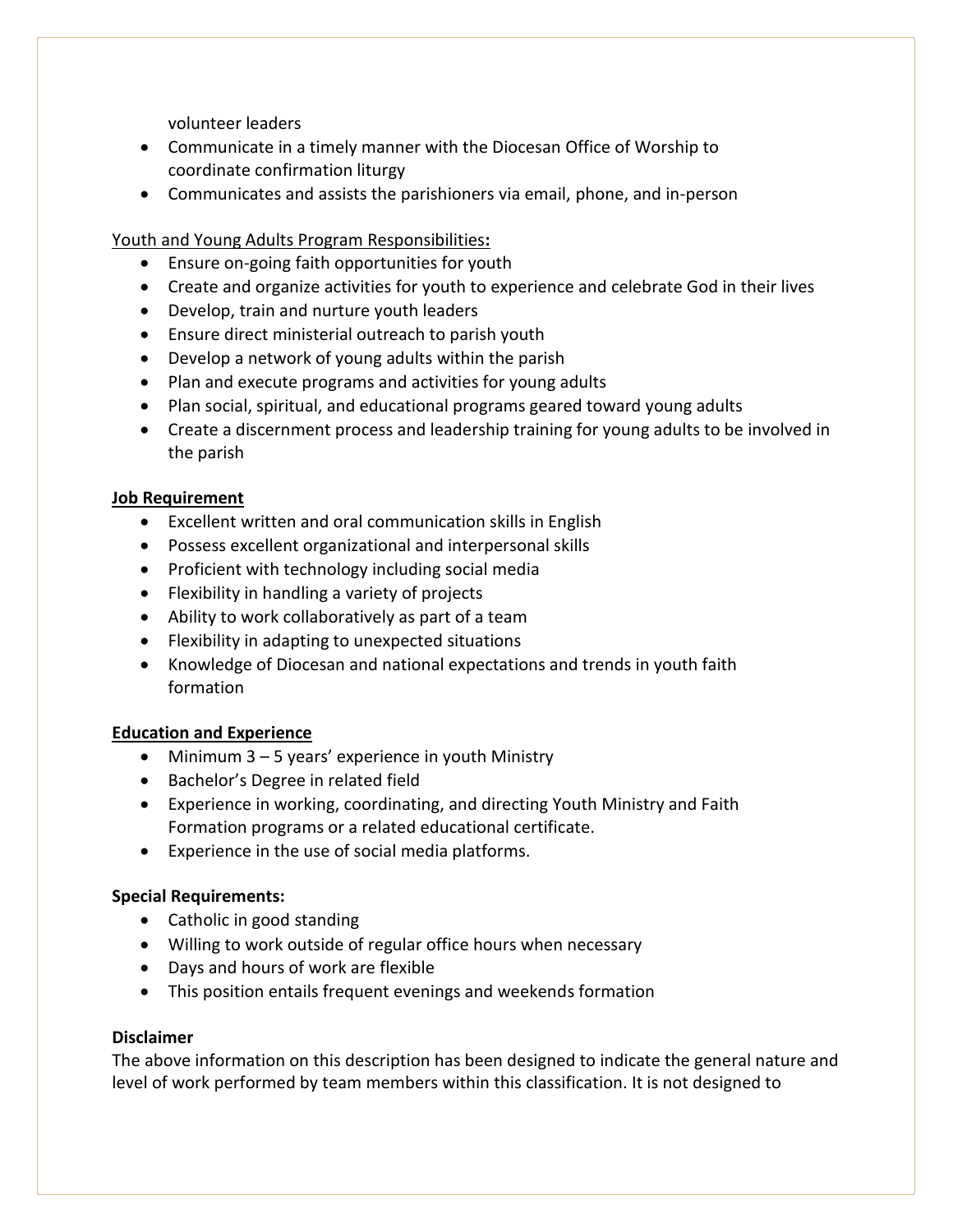volunteer leaders

- Communicate in a timely manner with the Diocesan Office of Worship to coordinate confirmation liturgy
- Communicates and assists the parishioners via email, phone, and in-person

Youth and Young Adults Program Responsibilities**:**

- Ensure on-going faith opportunities for youth
- Create and organize activities for youth to experience and celebrate God in their lives
- Develop, train and nurture youth leaders
- Ensure direct ministerial outreach to parish youth
- Develop a network of young adults within the parish
- Plan and execute programs and activities for young adults
- Plan social, spiritual, and educational programs geared toward young adults
- Create a discernment process and leadership training for young adults to be involved in the parish

**Job Requirement**

- Excellent written and oral communication skills in English
- Possess excellent organizational and interpersonal skills
- Proficient with technology including social media
- Flexibility in handling a variety of projects
- Ability to work collaboratively as part of a team
- Flexibility in adapting to unexpected situations
- Knowledge of Diocesan and national expectations and trends in youth faith formation

**Education and Experience**

- Minimum 3 – 5 years' experience in youth Ministry
- Bachelor's Degree in related field
- Experience in working, coordinating, and directing Youth Ministry and Faith Formation programs or a related educational certificate.
- Experience in the use of social media platforms.

**Special Requirements:**

- Catholic in good standing
- Willing to work outside of regular office hours when necessary
- Days and hours of work are flexible
- This position entails frequent evenings and weekends formation

**Disclaimer**

The above information on this description has been designed to indicate the general nature and level of work performed by team members within this classification. It is not designed to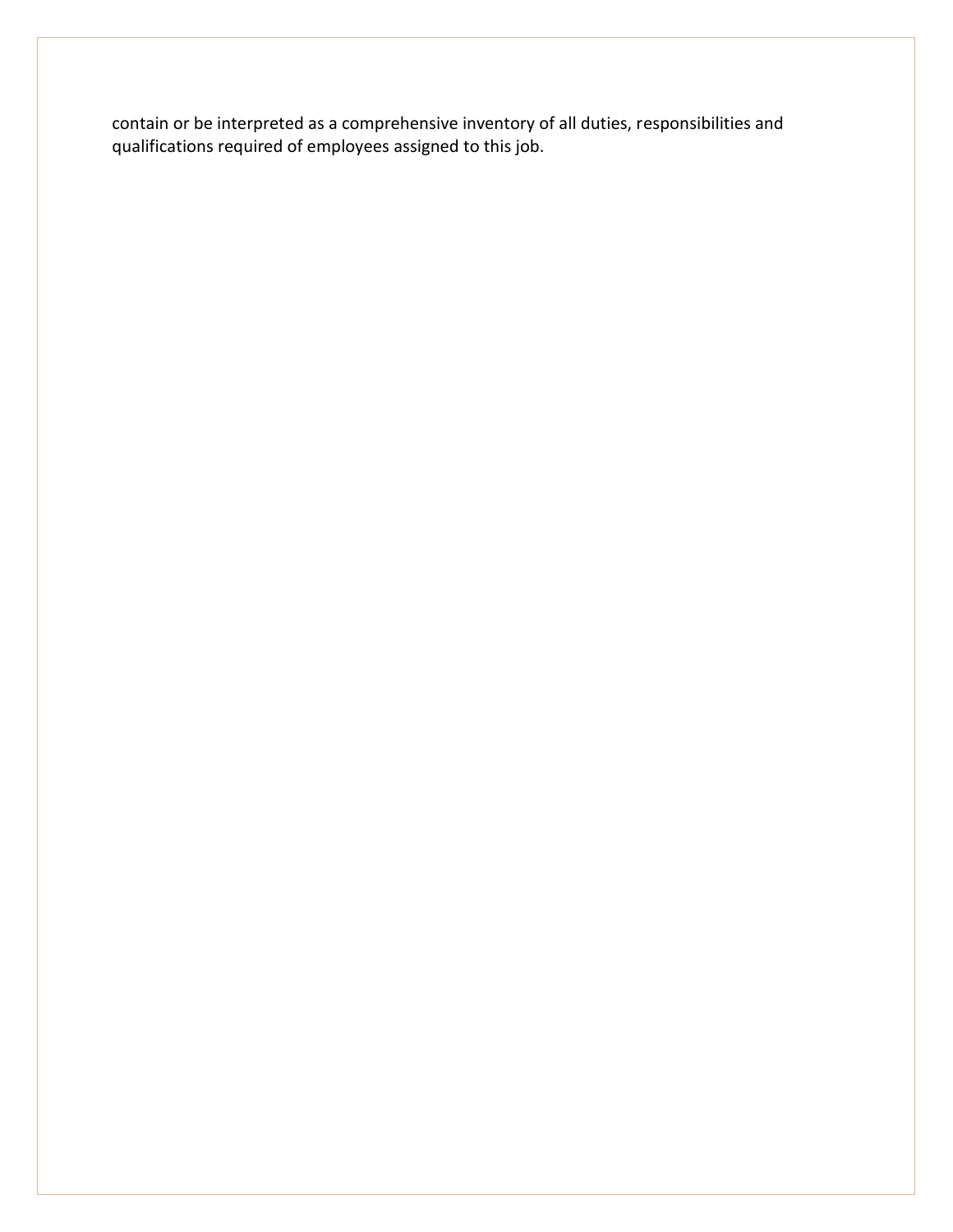contain or be interpreted as a comprehensive inventory of all duties, responsibilities and qualifications required of employees assigned to this job.